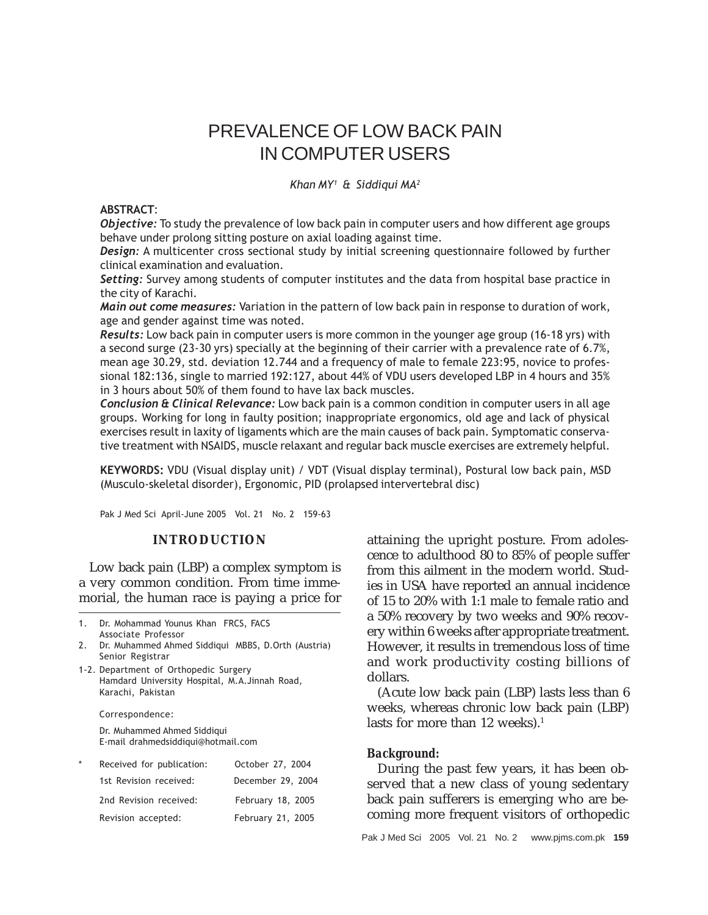# PREVALENCE OF LOW BACK PAIN IN COMPUTER USERS

*Khan MY[1] & Siddiqui MA[2]*

**ABSTRACT**:

***Objective:*** To study the prevalence of low back pain in computer users and how different age groups behave under prolong sitting posture on axial loading against time.

***Design:*** A multicenter cross sectional study by initial screening questionnaire followed by further clinical examination and evaluation.

***Setting:*** Survey among students of computer institutes and the data from hospital base practice in the city of Karachi.

***Main out come measures:*** Variation in the pattern of low back pain in response to duration of work, age and gender against time was noted.

***Results:*** Low back pain in computer users is more common in the younger age group (16-18 yrs) with a second surge (23-30 yrs) specially at the beginning of their carrier with a prevalence rate of 6.7%, mean age 30.29, std. deviation 12.744 and a frequency of male to female 223:95, novice to professional 182:136, single to married 192:127, about 44% of VDU users developed LBP in 4 hours and 35% in 3 hours about 50% of them found to have lax back muscles.

***Conclusion & Clinical Relevance:*** Low back pain is a common condition in computer users in all age groups. Working for long in faulty position; inappropriate ergonomics, old age and lack of physical exercises result in laxity of ligaments which are the main causes of back pain. Symptomatic conservative treatment with NSAIDS, muscle relaxant and regular back muscle exercises are extremely helpful.

**KEYWORDS:** VDU (Visual display unit) / VDT (Visual display terminal), Postural low back pain, MSD (Musculo-skeletal disorder), Ergonomic, PID (prolapsed intervertebral disc)

Pak J Med Sci April-June 2005 Vol. 21 No. 2 159-63

1. Dr. Mohammad Younus Khan FRCS, FACS
   Associate Professor
2. Dr. Muhammed Ahmed Siddiqui MBBS, D.Orth (Austria)
   Senior Registrar

1-2. Department of Orthopedic Surgery
Hamdard University Hospital, M.A.Jinnah Road,
Karachi, Pakistan

Correspondence:

Dr. Muhammed Ahmed Siddiqui
E-mail drahmedsiddiqui@hotmail.com

| * | |
|---|---|
| Received for publication: | October 27, 2004 |
| 1st Revision received: | December 29, 2004 |
| 2nd Revision received: | February 18, 2005 |
| Revision accepted: | February 21, 2005 |

## INTRODUCTION

Low back pain (LBP) a complex symptom is a very common condition. From time immemorial, the human race is paying a price for attaining the upright posture. From adolescence to adulthood 80 to 85% of people suffer from this ailment in the modern world. Studies in USA have reported an annual incidence of 15 to 20% with 1:1 male to female ratio and a 50% recovery by two weeks and 90% recovery within 6 weeks after appropriate treatment. However, it results in tremendous loss of time and work productivity costing billions of dollars.

(Acute low back pain (LBP) lasts less than 6 weeks, whereas chronic low back pain (LBP) lasts for more than 12 weeks).[1]

### Background:

During the past few years, it has been observed that a new class of young sedentary back pain sufferers is emerging who are becoming more frequent visitors of orthopedic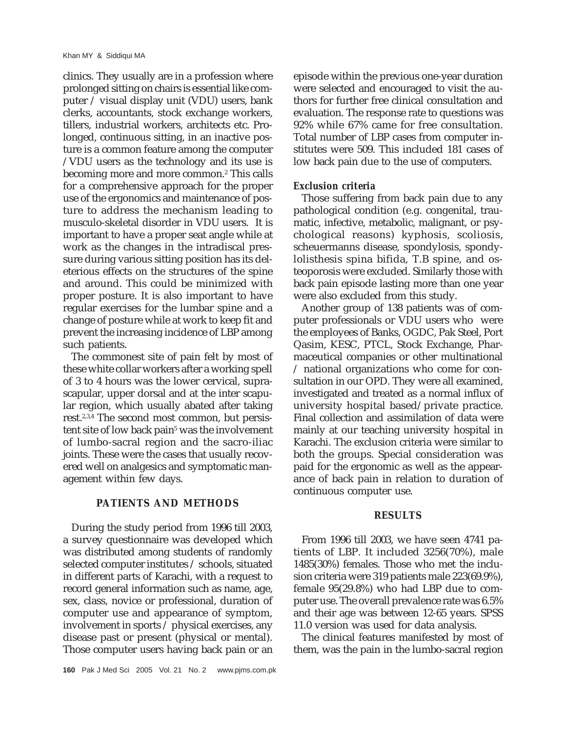clinics. They usually are in a profession where prolonged sitting on chairs is essential like computer / visual display unit (VDU) users, bank clerks, accountants, stock exchange workers, tillers, industrial workers, architects etc. Prolonged, continuous sitting, in an inactive posture is a common feature among the computer /VDU users as the technology and its use is becoming more and more common.[2] This calls for a comprehensive approach for the proper use of the ergonomics and maintenance of posture to address the mechanism leading to musculo-skeletal disorder in VDU users. It is important to have a proper seat angle while at work as the changes in the intradiscal pressure during various sitting position has its deleterious effects on the structures of the spine and around. This could be minimized with proper posture. It is also important to have regular exercises for the lumbar spine and a change of posture while at work to keep fit and prevent the increasing incidence of LBP among such patients.

The commonest site of pain felt by most of these white collar workers after a working spell of 3 to 4 hours was the lower cervical, suprascapular, upper dorsal and at the inter scapular region, which usually abated after taking rest.[2,3,4] The second most common, but persistent site of low back pain[5] was the involvement of lumbo-sacral region and the sacro-iliac joints. These were the cases that usually recovered well on analgesics and symptomatic management within few days.

## PATIENTS AND METHODS

During the study period from 1996 till 2003, a survey questionnaire was developed which was distributed among students of randomly selected computer institutes / schools, situated in different parts of Karachi, with a request to record general information such as name, age, sex, class, novice or professional, duration of computer use and appearance of symptom, involvement in sports / physical exercises, any disease past or present (physical or mental). Those computer users having back pain or an episode within the previous one-year duration were selected and encouraged to visit the authors for further free clinical consultation and evaluation. The response rate to questions was 92% while 67% came for free consultation. Total number of LBP cases from computer institutes were 509. This included 181 cases of low back pain due to the use of computers.

### *Exclusion criteria*

Those suffering from back pain due to any pathological condition (e.g. congenital, traumatic, infective, metabolic, malignant, or psychological reasons) kyphosis, scoliosis, scheuermanns disease, spondylosis, spondylolisthesis spina bifida, T.B spine, and osteoporosis were excluded. Similarly those with back pain episode lasting more than one year were also excluded from this study.

Another group of 138 patients was of computer professionals or VDU users who were the employees of Banks, OGDC, Pak Steel, Port Qasim, KESC, PTCL, Stock Exchange, Pharmaceutical companies or other multinational / national organizations who come for consultation in our OPD. They were all examined, investigated and treated as a normal influx of university hospital based/private practice. Final collection and assimilation of data were mainly at our teaching university hospital in Karachi. The exclusion criteria were similar to both the groups. Special consideration was paid for the ergonomic as well as the appearance of back pain in relation to duration of continuous computer use.

## RESULTS

From 1996 till 2003, we have seen 4741 patients of LBP. It included 3256(70%), male 1485(30%) females. Those who met the inclusion criteria were 319 patients male 223(69.9%), female 95(29.8%) who had LBP due to computer use. The overall prevalence rate was 6.5% and their age was between 12-65 years. SPSS 11.0 version was used for data analysis.

The clinical features manifested by most of them, was the pain in the lumbo-sacral region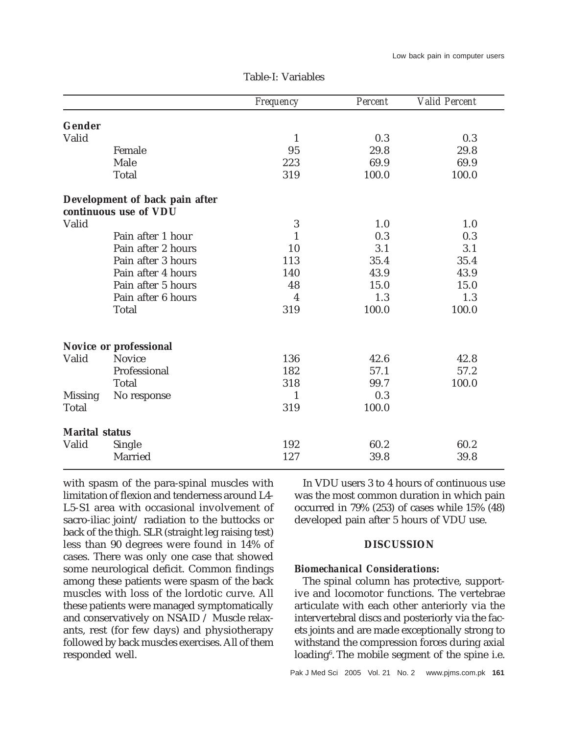Table-I: Variables

| | | Frequency | Percent | Valid Percent |
|---|---|---|---|---|
| **Gender** | | | | |
| Valid | | 1 | 0.3 | 0.3 |
| | Female | 95 | 29.8 | 29.8 |
| | Male | 223 | 69.9 | 69.9 |
| | Total | 319 | 100.0 | 100.0 |
| **Development of back pain after continuous use of VDU** | | | | |
| Valid | | 3 | 1.0 | 1.0 |
| | Pain after 1 hour | 1 | 0.3 | 0.3 |
| | Pain after 2 hours | 10 | 3.1 | 3.1 |
| | Pain after 3 hours | 113 | 35.4 | 35.4 |
| | Pain after 4 hours | 140 | 43.9 | 43.9 |
| | Pain after 5 hours | 48 | 15.0 | 15.0 |
| | Pain after 6 hours | 4 | 1.3 | 1.3 |
| | Total | 319 | 100.0 | 100.0 |
| **Novice or professional** | | | | |
| Valid | Novice | 136 | 42.6 | 42.8 |
| | Professional | 182 | 57.1 | 57.2 |
| | Total | 318 | 99.7 | 100.0 |
| Missing | No response | 1 | 0.3 | |
| Total | | 319 | 100.0 | |
| **Marital status** | | | | |
| Valid | Single | 192 | 60.2 | 60.2 |
| | Married | 127 | 39.8 | 39.8 |

with spasm of the para-spinal muscles with limitation of flexion and tenderness around L4-L5-S1 area with occasional involvement of sacro-iliac joint/ radiation to the buttocks or back of the thigh. SLR (straight leg raising test) less than 90 degrees were found in 14% of cases. There was only one case that showed some neurological deficit. Common findings among these patients were spasm of the back muscles with loss of the lordotic curve. All these patients were managed symptomatically and conservatively on NSAID / Muscle relaxants, rest (for few days) and physiotherapy followed by back muscles exercises. All of them responded well.

In VDU users 3 to 4 hours of continuous use was the most common duration in which pain occurred in 79% (253) of cases while 15% (48) developed pain after 5 hours of VDU use.

## DISCUSSION

### *Biomechanical Considerations:*

The spinal column has protective, supportive and locomotor functions. The vertebrae articulate with each other anteriorly via the intervertebral discs and posteriorly via the facets joints and are made exceptionally strong to withstand the compression forces during axial loading[6]. The mobile segment of the spine i.e.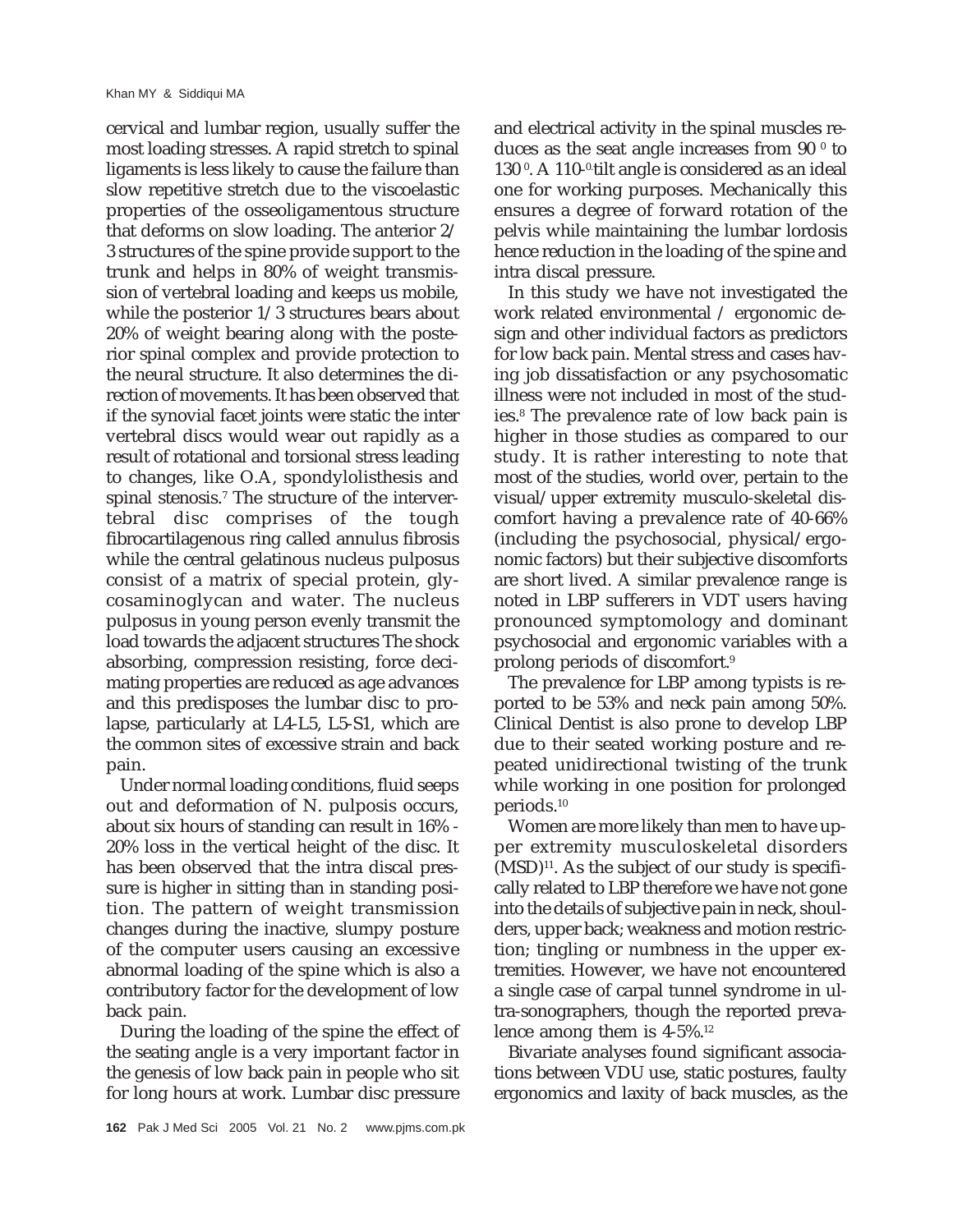cervical and lumbar region, usually suffer the most loading stresses. A rapid stretch to spinal ligaments is less likely to cause the failure than slow repetitive stretch due to the viscoelastic properties of the osseoligamentous structure that deforms on slow loading. The anterior 2/3 structures of the spine provide support to the trunk and helps in 80% of weight transmission of vertebral loading and keeps us mobile, while the posterior 1/3 structures bears about 20% of weight bearing along with the posterior spinal complex and provide protection to the neural structure. It also determines the direction of movements. It has been observed that if the synovial facet joints were static the inter vertebral discs would wear out rapidly as a result of rotational and torsional stress leading to changes, like O.A, spondylolisthesis and spinal stenosis.[7] The structure of the intervertebral disc comprises of the tough fibrocartilagenous ring called annulus fibrosis while the central gelatinous nucleus pulposus consist of a matrix of special protein, glycosaminoglycan and water. The nucleus pulposus in young person evenly transmit the load towards the adjacent structures The shock absorbing, compression resisting, force decimating properties are reduced as age advances and this predisposes the lumbar disc to prolapse, particularly at L4-L5, L5-S1, which are the common sites of excessive strain and back pain.

Under normal loading conditions, fluid seeps out and deformation of N. pulposis occurs, about six hours of standing can result in 16% - 20% loss in the vertical height of the disc. It has been observed that the intra discal pressure is higher in sitting than in standing position. The pattern of weight transmission changes during the inactive, slumpy posture of the computer users causing an excessive abnormal loading of the spine which is also a contributory factor for the development of low back pain.

During the loading of the spine the effect of the seating angle is a very important factor in the genesis of low back pain in people who sit for long hours at work. Lumbar disc pressure and electrical activity in the spinal muscles reduces as the seat angle increases from $90^0$ to $130^0$. A $110^0$ tilt angle is considered as an ideal one for working purposes. Mechanically this ensures a degree of forward rotation of the pelvis while maintaining the lumbar lordosis hence reduction in the loading of the spine and intra discal pressure.

In this study we have not investigated the work related environmental / ergonomic design and other individual factors as predictors for low back pain. Mental stress and cases having job dissatisfaction or any psychosomatic illness were not included in most of the studies.[8] The prevalence rate of low back pain is higher in those studies as compared to our study. It is rather interesting to note that most of the studies, world over, pertain to the visual/upper extremity musculo-skeletal discomfort having a prevalence rate of 40-66% (including the psychosocial, physical/ergonomic factors) but their subjective discomforts are short lived. A similar prevalence range is noted in LBP sufferers in VDT users having pronounced symptomology and dominant psychosocial and ergonomic variables with a prolong periods of discomfort.[9]

The prevalence for LBP among typists is reported to be 53% and neck pain among 50%. Clinical Dentist is also prone to develop LBP due to their seated working posture and repeated unidirectional twisting of the trunk while working in one position for prolonged periods.[10]

Women are more likely than men to have upper extremity musculoskeletal disorders (MSD)[11]. As the subject of our study is specifically related to LBP therefore we have not gone into the details of subjective pain in neck, shoulders, upper back; weakness and motion restriction; tingling or numbness in the upper extremities. However, we have not encountered a single case of carpal tunnel syndrome in ultra-sonographers, though the reported prevalence among them is 4-5%.[12]

Bivariate analyses found significant associations between VDU use, static postures, faulty ergonomics and laxity of back muscles, as the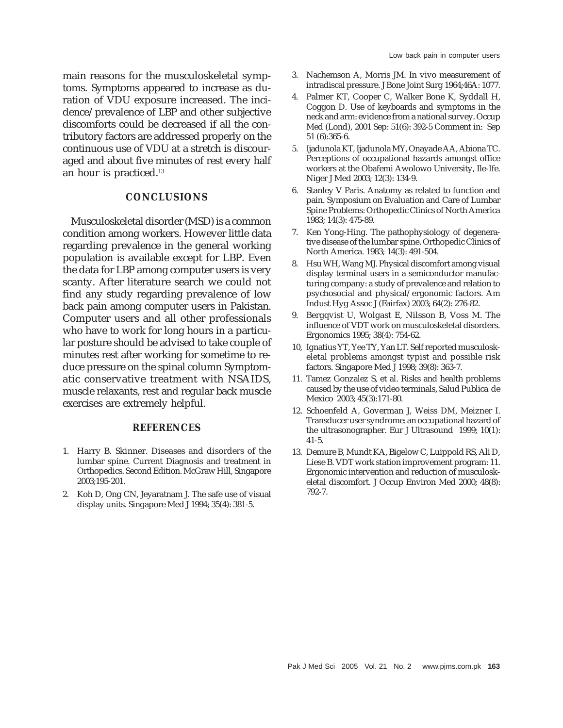main reasons for the musculoskeletal symptoms. Symptoms appeared to increase as duration of VDU exposure increased. The incidence/prevalence of LBP and other subjective discomforts could be decreased if all the contributory factors are addressed properly on the continuous use of VDU at a stretch is discouraged and about five minutes of rest every half an hour is practiced.[13]

## CONCLUSIONS

Musculoskeletal disorder (MSD) is a common condition among workers. However little data regarding prevalence in the general working population is available except for LBP. Even the data for LBP among computer users is very scanty. After literature search we could not find any study regarding prevalence of low back pain among computer users in Pakistan. Computer users and all other professionals who have to work for long hours in a particular posture should be advised to take couple of minutes rest after working for sometime to reduce pressure on the spinal column Symptomatic conservative treatment with NSAIDS, muscle relaxants, rest and regular back muscle exercises are extremely helpful.

## REFERENCES

1. Harry B. Skinner. Diseases and disorders of the lumbar spine. Current Diagnosis and treatment in Orthopedics. Second Edition. McGraw Hill, Singapore 2003;195-201.
2. Koh D, Ong CN, Jeyaratnam J. The safe use of visual display units. Singapore Med J 1994; 35(4): 381-5.
3. Nachemson A, Morris JM. In vivo measurement of intradiscal pressure. J Bone Joint Surg 1964;46A: 1077.
4. Palmer KT, Cooper C, Walker Bone K, Syddall H, Coggon D. Use of keyboards and symptoms in the neck and arm: evidence from a national survey. Occup Med (Lond), 2001 Sep: 51(6): 392-5 Comment in: Sep 51 (6):365-6.
5. Ijadunola KT, Ijadunola MY, Onayade AA, Abiona TC. Perceptions of occupational hazards amongst office workers at the Obafemi Awolowo University, Ile-Ife. Niger J Med 2003; 12(3): 134-9.
6. Stanley V Paris. Anatomy as related to function and pain. Symposium on Evaluation and Care of Lumbar Spine Problems: Orthopedic Clinics of North America 1983; 14(3): 475-89.
7. Ken Yong-Hing. The pathophysiology of degenerative disease of the lumbar spine. Orthopedic Clinics of North America. 1983; 14(3): 491-504.
8. Hsu WH, Wang MJ. Physical discomfort among visual display terminal users in a semiconductor manufacturing company: a study of prevalence and relation to psychosocial and physical/ergonomic factors. Am Indust Hyg Assoc J (Fairfax) 2003; 64(2): 276-82.
9. Bergqvist U, Wolgast E, Nilsson B, Voss M. The influence of VDT work on musculoskeletal disorders. Ergonomics 1995; 38(4): 754-62.
10. Ignatius YT, Yee TY, Yan LT. Self reported musculoskeletal problems amongst typist and possible risk factors. Singapore Med J 1998; 39(8): 363-7.
11. Tamez Gonzalez S, et al. Risks and health problems caused by the use of video terminals, Salud Publica de Mexico 2003; 45(3):171-80.
12. Schoenfeld A, Goverman J, Weiss DM, Meizner I. Transducer user syndrome: an occupational hazard of the ultrasonographer. Eur J Ultrasound 1999; 10(1): 41-5.
13. Demure B, Mundt KA, Bigelow C, Luippold RS, Ali D, Liese B. VDT work station improvement program: 11. Ergonomic intervention and reduction of musculoskeletal discomfort. J Occup Environ Med 2000; 48(8): 792-7.